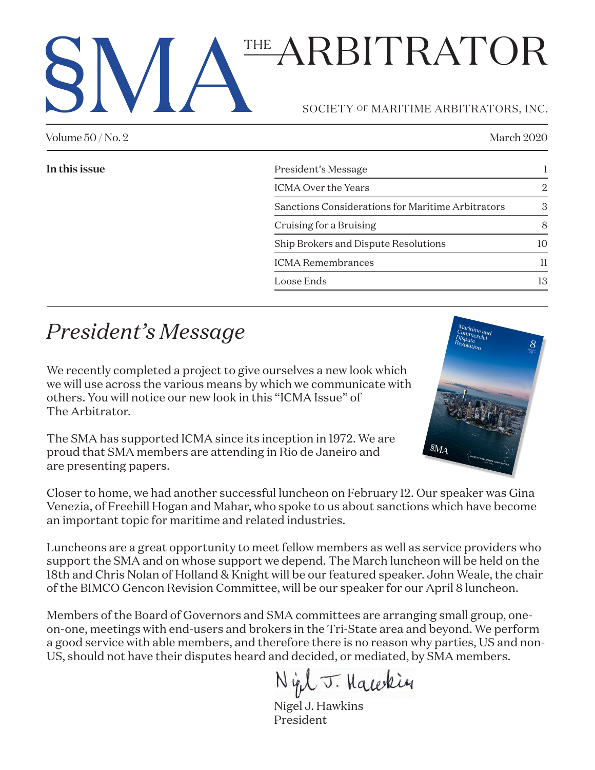# SMA THE ARBITRATOR

SOCIETY OF MARITIME ARBITRATORS, INC.

Volume 50 / No. 2 — March 2020

**In this issue**

| | |
|---|---|
| President's Message | 1 |
| ICMA Over the Years | 2 |
| Sanctions Considerations for Maritime Arbitrators | 3 |
| Cruising for a Bruising | 8 |
| Ship Brokers and Dispute Resolutions | 10 |
| ICMA Remembrances | 11 |
| Loose Ends | 13 |

## *President's Message*

We recently completed a project to give ourselves a new look which we will use across the various means by which we communicate with others. You will notice our new look in this "ICMA Issue" of The Arbitrator.

The SMA has supported ICMA since its inception in 1972. We are proud that SMA members are attending in Rio de Janeiro and are presenting papers.

Closer to home, we had another successful luncheon on February 12. Our speaker was Gina Venezia, of Freehill Hogan and Mahar, who spoke to us about sanctions which have become an important topic for maritime and related industries.

Luncheons are a great opportunity to meet fellow members as well as service providers who support the SMA and on whose support we depend. The March luncheon will be held on the 18th and Chris Nolan of Holland & Knight will be our featured speaker. John Weale, the chair of the BIMCO Gencon Revision Committee, will be our speaker for our April 8 luncheon.

Members of the Board of Governors and SMA committees are arranging small group, one-on-one, meetings with end-users and brokers in the Tri-State area and beyond. We perform a good service with able members, and therefore there is no reason why parties, US and non-US, should not have their disputes heard and decided, or mediated, by SMA members.

Nigel J. Hawkins
President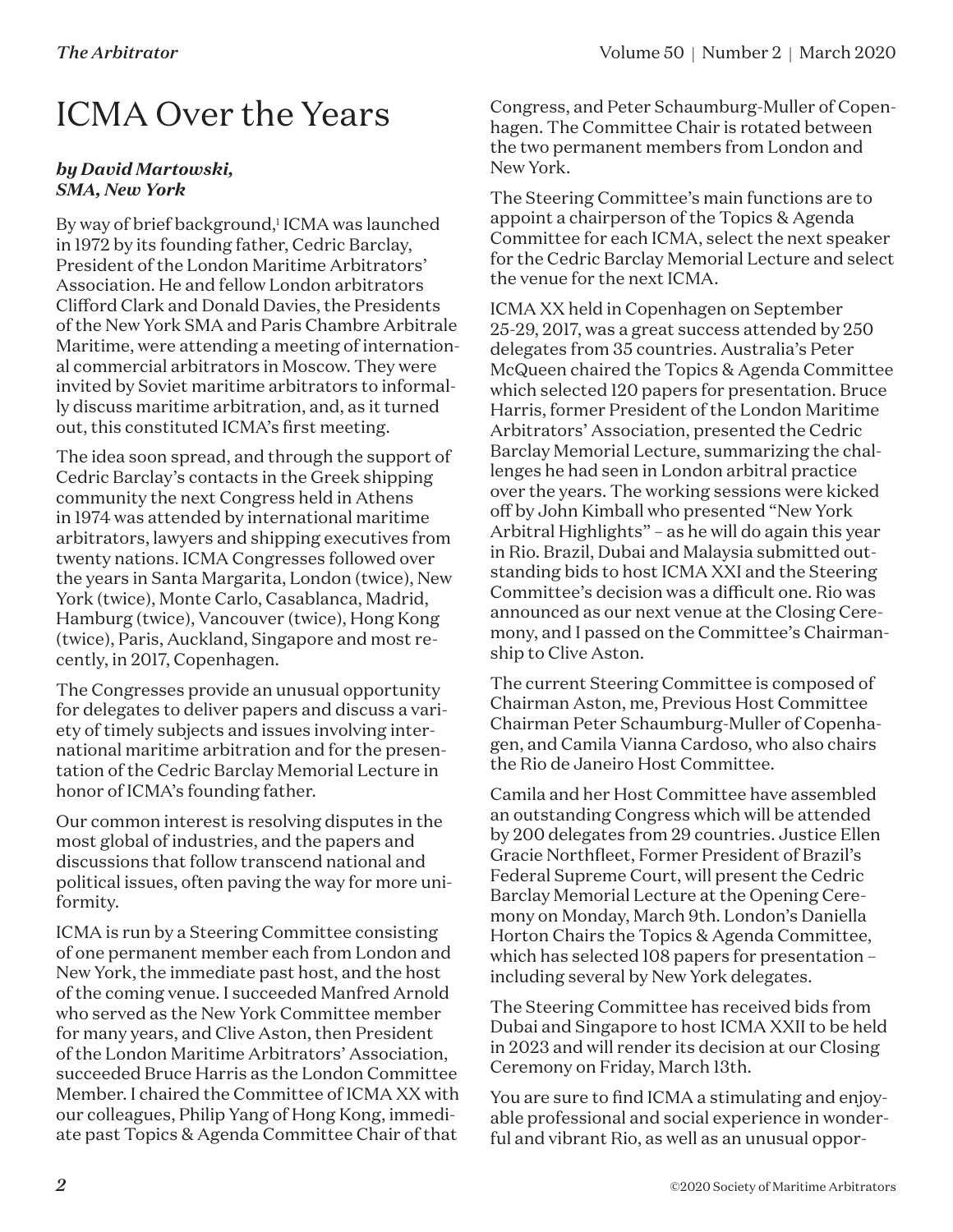# ICMA Over the Years

***by David Martowski, SMA, New York***

By way of brief background,[1] ICMA was launched in 1972 by its founding father, Cedric Barclay, President of the London Maritime Arbitrators' Association. He and fellow London arbitrators Clifford Clark and Donald Davies, the Presidents of the New York SMA and Paris Chambre Arbitrale Maritime, were attending a meeting of international commercial arbitrators in Moscow. They were invited by Soviet maritime arbitrators to informally discuss maritime arbitration, and, as it turned out, this constituted ICMA's first meeting.

The idea soon spread, and through the support of Cedric Barclay's contacts in the Greek shipping community the next Congress held in Athens in 1974 was attended by international maritime arbitrators, lawyers and shipping executives from twenty nations. ICMA Congresses followed over the years in Santa Margarita, London (twice), New York (twice), Monte Carlo, Casablanca, Madrid, Hamburg (twice), Vancouver (twice), Hong Kong (twice), Paris, Auckland, Singapore and most recently, in 2017, Copenhagen.

The Congresses provide an unusual opportunity for delegates to deliver papers and discuss a variety of timely subjects and issues involving international maritime arbitration and for the presentation of the Cedric Barclay Memorial Lecture in honor of ICMA's founding father.

Our common interest is resolving disputes in the most global of industries, and the papers and discussions that follow transcend national and political issues, often paving the way for more uniformity.

ICMA is run by a Steering Committee consisting of one permanent member each from London and New York, the immediate past host, and the host of the coming venue. I succeeded Manfred Arnold who served as the New York Committee member for many years, and Clive Aston, then President of the London Maritime Arbitrators' Association, succeeded Bruce Harris as the London Committee Member. I chaired the Committee of ICMA XX with our colleagues, Philip Yang of Hong Kong, immediate past Topics & Agenda Committee Chair of that Congress, and Peter Schaumburg-Muller of Copenhagen. The Committee Chair is rotated between the two permanent members from London and New York.

The Steering Committee's main functions are to appoint a chairperson of the Topics & Agenda Committee for each ICMA, select the next speaker for the Cedric Barclay Memorial Lecture and select the venue for the next ICMA.

ICMA XX held in Copenhagen on September 25-29, 2017, was a great success attended by 250 delegates from 35 countries. Australia's Peter McQueen chaired the Topics & Agenda Committee which selected 120 papers for presentation. Bruce Harris, former President of the London Maritime Arbitrators' Association, presented the Cedric Barclay Memorial Lecture, summarizing the challenges he had seen in London arbitral practice over the years. The working sessions were kicked off by John Kimball who presented "New York Arbitral Highlights" – as he will do again this year in Rio. Brazil, Dubai and Malaysia submitted outstanding bids to host ICMA XXI and the Steering Committee's decision was a difficult one. Rio was announced as our next venue at the Closing Ceremony, and I passed on the Committee's Chairmanship to Clive Aston.

The current Steering Committee is composed of Chairman Aston, me, Previous Host Committee Chairman Peter Schaumburg-Muller of Copenhagen, and Camila Vianna Cardoso, who also chairs the Rio de Janeiro Host Committee.

Camila and her Host Committee have assembled an outstanding Congress which will be attended by 200 delegates from 29 countries. Justice Ellen Gracie Northfleet, Former President of Brazil's Federal Supreme Court, will present the Cedric Barclay Memorial Lecture at the Opening Ceremony on Monday, March 9th. London's Daniella Horton Chairs the Topics & Agenda Committee, which has selected 108 papers for presentation – including several by New York delegates.

The Steering Committee has received bids from Dubai and Singapore to host ICMA XXII to be held in 2023 and will render its decision at our Closing Ceremony on Friday, March 13th.

You are sure to find ICMA a stimulating and enjoyable professional and social experience in wonderful and vibrant Rio, as well as an unusual oppor-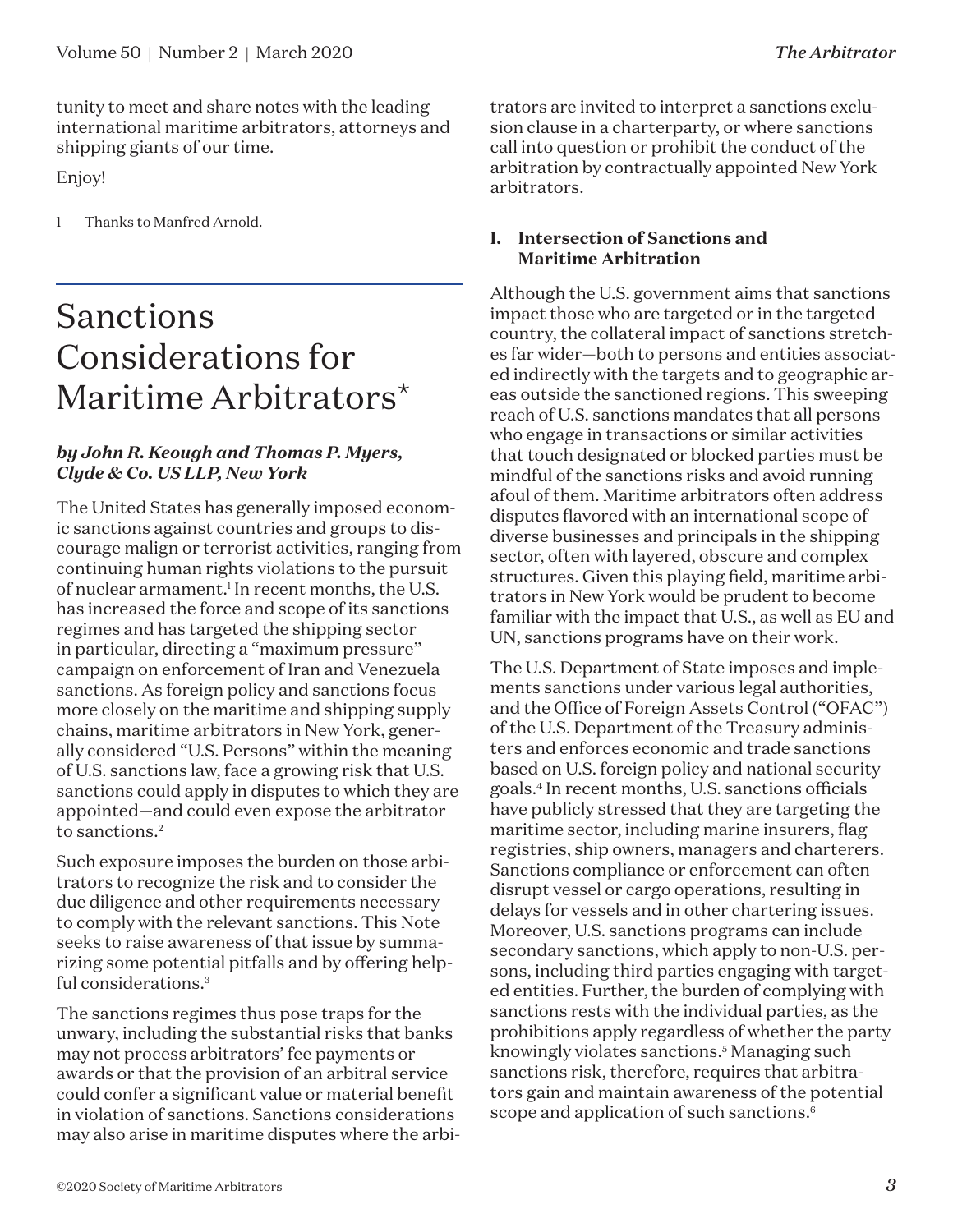tunity to meet and share notes with the leading international maritime arbitrators, attorneys and shipping giants of our time.

Enjoy!

1 Thanks to Manfred Arnold.

# Sanctions Considerations for Maritime Arbitrators*

***by John R. Keough and Thomas P. Myers, Clyde & Co. US LLP, New York***

The United States has generally imposed economic sanctions against countries and groups to discourage malign or terrorist activities, ranging from continuing human rights violations to the pursuit of nuclear armament.[1] In recent months, the U.S. has increased the force and scope of its sanctions regimes and has targeted the shipping sector in particular, directing a "maximum pressure" campaign on enforcement of Iran and Venezuela sanctions. As foreign policy and sanctions focus more closely on the maritime and shipping supply chains, maritime arbitrators in New York, generally considered "U.S. Persons" within the meaning of U.S. sanctions law, face a growing risk that U.S. sanctions could apply in disputes to which they are appointed—and could even expose the arbitrator to sanctions.[2]

Such exposure imposes the burden on those arbitrators to recognize the risk and to consider the due diligence and other requirements necessary to comply with the relevant sanctions. This Note seeks to raise awareness of that issue by summarizing some potential pitfalls and by offering helpful considerations.[3]

The sanctions regimes thus pose traps for the unwary, including the substantial risks that banks may not process arbitrators' fee payments or awards or that the provision of an arbitral service could confer a significant value or material benefit in violation of sanctions. Sanctions considerations may also arise in maritime disputes where the arbitrators are invited to interpret a sanctions exclusion clause in a charterparty, or where sanctions call into question or prohibit the conduct of the arbitration by contractually appointed New York arbitrators.

## I. Intersection of Sanctions and Maritime Arbitration

Although the U.S. government aims that sanctions impact those who are targeted or in the targeted country, the collateral impact of sanctions stretches far wider—both to persons and entities associated indirectly with the targets and to geographic areas outside the sanctioned regions. This sweeping reach of U.S. sanctions mandates that all persons who engage in transactions or similar activities that touch designated or blocked parties must be mindful of the sanctions risks and avoid running afoul of them. Maritime arbitrators often address disputes flavored with an international scope of diverse businesses and principals in the shipping sector, often with layered, obscure and complex structures. Given this playing field, maritime arbitrators in New York would be prudent to become familiar with the impact that U.S., as well as EU and UN, sanctions programs have on their work.

The U.S. Department of State imposes and implements sanctions under various legal authorities, and the Office of Foreign Assets Control ("OFAC") of the U.S. Department of the Treasury administers and enforces economic and trade sanctions based on U.S. foreign policy and national security goals.[4] In recent months, U.S. sanctions officials have publicly stressed that they are targeting the maritime sector, including marine insurers, flag registries, ship owners, managers and charterers. Sanctions compliance or enforcement can often disrupt vessel or cargo operations, resulting in delays for vessels and in other chartering issues. Moreover, U.S. sanctions programs can include secondary sanctions, which apply to non-U.S. persons, including third parties engaging with targeted entities. Further, the burden of complying with sanctions rests with the individual parties, as the prohibitions apply regardless of whether the party knowingly violates sanctions.[5] Managing such sanctions risk, therefore, requires that arbitrators gain and maintain awareness of the potential scope and application of such sanctions.[6]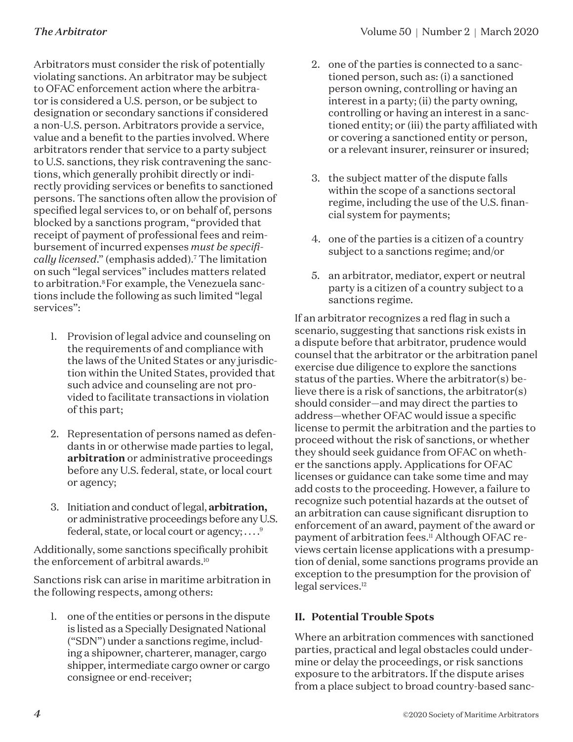Arbitrators must consider the risk of potentially violating sanctions. An arbitrator may be subject to OFAC enforcement action where the arbitrator is considered a U.S. person, or be subject to designation or secondary sanctions if considered a non-U.S. person. Arbitrators provide a service, value and a benefit to the parties involved. Where arbitrators render that service to a party subject to U.S. sanctions, they risk contravening the sanctions, which generally prohibit directly or indirectly providing services or benefits to sanctioned persons. The sanctions often allow the provision of specified legal services to, or on behalf of, persons blocked by a sanctions program, "provided that receipt of payment of professional fees and reimbursement of incurred expenses *must be specifically licensed*." (emphasis added).[7] The limitation on such "legal services" includes matters related to arbitration.[8] For example, the Venezuela sanctions include the following as such limited "legal services":

1. Provision of legal advice and counseling on the requirements of and compliance with the laws of the United States or any jurisdiction within the United States, provided that such advice and counseling are not provided to facilitate transactions in violation of this part;
2. Representation of persons named as defendants in or otherwise made parties to legal, **arbitration** or administrative proceedings before any U.S. federal, state, or local court or agency;
3. Initiation and conduct of legal, **arbitration,** or administrative proceedings before any U.S. federal, state, or local court or agency; . . . .[9]

Additionally, some sanctions specifically prohibit the enforcement of arbitral awards.[10]

Sanctions risk can arise in maritime arbitration in the following respects, among others:

1. one of the entities or persons in the dispute is listed as a Specially Designated National ("SDN") under a sanctions regime, including a shipowner, charterer, manager, cargo shipper, intermediate cargo owner or cargo consignee or end-receiver;
2. one of the parties is connected to a sanctioned person, such as: (i) a sanctioned person owning, controlling or having an interest in a party; (ii) the party owning, controlling or having an interest in a sanctioned entity; or (iii) the party affiliated with or covering a sanctioned entity or person, or a relevant insurer, reinsurer or insured;
3. the subject matter of the dispute falls within the scope of a sanctions sectoral regime, including the use of the U.S. financial system for payments;
4. one of the parties is a citizen of a country subject to a sanctions regime; and/or
5. an arbitrator, mediator, expert or neutral party is a citizen of a country subject to a sanctions regime.

If an arbitrator recognizes a red flag in such a scenario, suggesting that sanctions risk exists in a dispute before that arbitrator, prudence would counsel that the arbitrator or the arbitration panel exercise due diligence to explore the sanctions status of the parties. Where the arbitrator(s) believe there is a risk of sanctions, the arbitrator(s) should consider—and may direct the parties to address—whether OFAC would issue a specific license to permit the arbitration and the parties to proceed without the risk of sanctions, or whether they should seek guidance from OFAC on whether the sanctions apply. Applications for OFAC licenses or guidance can take some time and may add costs to the proceeding. However, a failure to recognize such potential hazards at the outset of an arbitration can cause significant disruption to enforcement of an award, payment of the award or payment of arbitration fees.[11] Although OFAC reviews certain license applications with a presumption of denial, some sanctions programs provide an exception to the presumption for the provision of legal services.[12]

## II. Potential Trouble Spots

Where an arbitration commences with sanctioned parties, practical and legal obstacles could undermine or delay the proceedings, or risk sanctions exposure to the arbitrators. If the dispute arises from a place subject to broad country-based sanc-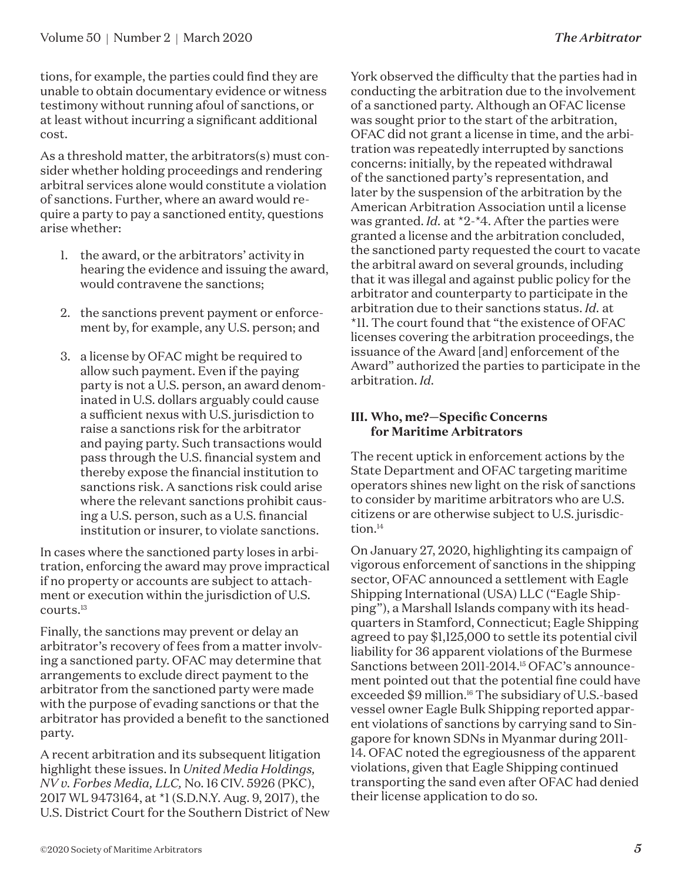tions, for example, the parties could find they are unable to obtain documentary evidence or witness testimony without running afoul of sanctions, or at least without incurring a significant additional cost.

As a threshold matter, the arbitrators(s) must consider whether holding proceedings and rendering arbitral services alone would constitute a violation of sanctions. Further, where an award would require a party to pay a sanctioned entity, questions arise whether:

1. the award, or the arbitrators' activity in hearing the evidence and issuing the award, would contravene the sanctions;
2. the sanctions prevent payment or enforcement by, for example, any U.S. person; and
3. a license by OFAC might be required to allow such payment. Even if the paying party is not a U.S. person, an award denominated in U.S. dollars arguably could cause a sufficient nexus with U.S. jurisdiction to raise a sanctions risk for the arbitrator and paying party. Such transactions would pass through the U.S. financial system and thereby expose the financial institution to sanctions risk. A sanctions risk could arise where the relevant sanctions prohibit causing a U.S. person, such as a U.S. financial institution or insurer, to violate sanctions.

In cases where the sanctioned party loses in arbitration, enforcing the award may prove impractical if no property or accounts are subject to attachment or execution within the jurisdiction of U.S. courts.[13]

Finally, the sanctions may prevent or delay an arbitrator's recovery of fees from a matter involving a sanctioned party. OFAC may determine that arrangements to exclude direct payment to the arbitrator from the sanctioned party were made with the purpose of evading sanctions or that the arbitrator has provided a benefit to the sanctioned party.

A recent arbitration and its subsequent litigation highlight these issues. In *United Media Holdings, NV v. Forbes Media, LLC,* No. 16 CIV. 5926 (PKC), 2017 WL 9473164, at *1 (S.D.N.Y. Aug. 9, 2017), the U.S. District Court for the Southern District of New York observed the difficulty that the parties had in conducting the arbitration due to the involvement of a sanctioned party. Although an OFAC license was sought prior to the start of the arbitration, OFAC did not grant a license in time, and the arbitration was repeatedly interrupted by sanctions concerns: initially, by the repeated withdrawal of the sanctioned party's representation, and later by the suspension of the arbitration by the American Arbitration Association until a license was granted. *Id.* at *2-*4. After the parties were granted a license and the arbitration concluded, the sanctioned party requested the court to vacate the arbitral award on several grounds, including that it was illegal and against public policy for the arbitrator and counterparty to participate in the arbitration due to their sanctions status. *Id.* at *11. The court found that "the existence of OFAC licenses covering the arbitration proceedings, the issuance of the Award [and] enforcement of the Award" authorized the parties to participate in the arbitration. *Id.*

### III. Who, me?—Specific Concerns for Maritime Arbitrators

The recent uptick in enforcement actions by the State Department and OFAC targeting maritime operators shines new light on the risk of sanctions to consider by maritime arbitrators who are U.S. citizens or are otherwise subject to U.S. jurisdiction.[14]

On January 27, 2020, highlighting its campaign of vigorous enforcement of sanctions in the shipping sector, OFAC announced a settlement with Eagle Shipping International (USA) LLC ("Eagle Shipping"), a Marshall Islands company with its headquarters in Stamford, Connecticut; Eagle Shipping agreed to pay $1,125,000 to settle its potential civil liability for 36 apparent violations of the Burmese Sanctions between 2011-2014.[15] OFAC's announcement pointed out that the potential fine could have exceeded $9 million.[16] The subsidiary of U.S.-based vessel owner Eagle Bulk Shipping reported apparent violations of sanctions by carrying sand to Singapore for known SDNs in Myanmar during 2011-14. OFAC noted the egregiousness of the apparent violations, given that Eagle Shipping continued transporting the sand even after OFAC had denied their license application to do so.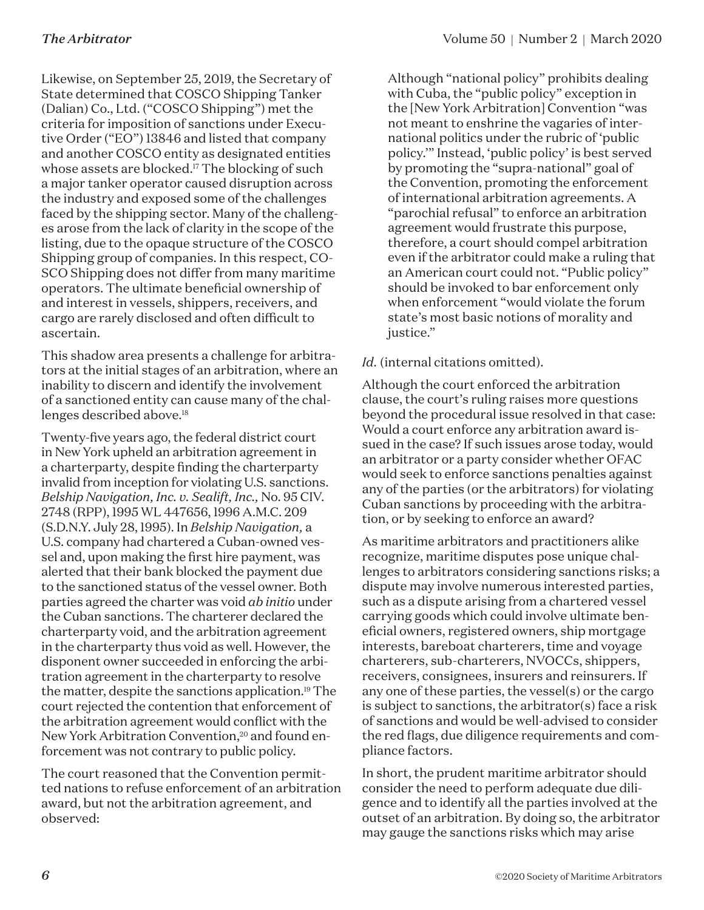Likewise, on September 25, 2019, the Secretary of State determined that COSCO Shipping Tanker (Dalian) Co., Ltd. ("COSCO Shipping") met the criteria for imposition of sanctions under Executive Order ("EO") 13846 and listed that company and another COSCO entity as designated entities whose assets are blocked.[17] The blocking of such a major tanker operator caused disruption across the industry and exposed some of the challenges faced by the shipping sector. Many of the challenges arose from the lack of clarity in the scope of the listing, due to the opaque structure of the COSCO Shipping group of companies. In this respect, COSCO Shipping does not differ from many maritime operators. The ultimate beneficial ownership of and interest in vessels, shippers, receivers, and cargo are rarely disclosed and often difficult to ascertain.

This shadow area presents a challenge for arbitrators at the initial stages of an arbitration, where an inability to discern and identify the involvement of a sanctioned entity can cause many of the challenges described above.[18]

Twenty-five years ago, the federal district court in New York upheld an arbitration agreement in a charterparty, despite finding the charterparty invalid from inception for violating U.S. sanctions. *Belship Navigation, Inc. v. Sealift, Inc.,* No. 95 CIV. 2748 (RPP), 1995 WL 447656, 1996 A.M.C. 209 (S.D.N.Y. July 28, 1995). In *Belship Navigation,* a U.S. company had chartered a Cuban-owned vessel and, upon making the first hire payment, was alerted that their bank blocked the payment due to the sanctioned status of the vessel owner. Both parties agreed the charter was void *ab initio* under the Cuban sanctions. The charterer declared the charterparty void, and the arbitration agreement in the charterparty thus void as well. However, the disponent owner succeeded in enforcing the arbitration agreement in the charterparty to resolve the matter, despite the sanctions application.[19] The court rejected the contention that enforcement of the arbitration agreement would conflict with the New York Arbitration Convention,[20] and found enforcement was not contrary to public policy.

The court reasoned that the Convention permitted nations to refuse enforcement of an arbitration award, but not the arbitration agreement, and observed:

> Although "national policy" prohibits dealing with Cuba, the "public policy" exception in the [New York Arbitration] Convention "was not meant to enshrine the vagaries of international politics under the rubric of 'public policy.'" Instead, 'public policy' is best served by promoting the "supra-national" goal of the Convention, promoting the enforcement of international arbitration agreements. A "parochial refusal" to enforce an arbitration agreement would frustrate this purpose, therefore, a court should compel arbitration even if the arbitrator could make a ruling that an American court could not. "Public policy" should be invoked to bar enforcement only when enforcement "would violate the forum state's most basic notions of morality and justice."

*Id.* (internal citations omitted).

Although the court enforced the arbitration clause, the court's ruling raises more questions beyond the procedural issue resolved in that case: Would a court enforce any arbitration award issued in the case? If such issues arose today, would an arbitrator or a party consider whether OFAC would seek to enforce sanctions penalties against any of the parties (or the arbitrators) for violating Cuban sanctions by proceeding with the arbitration, or by seeking to enforce an award?

As maritime arbitrators and practitioners alike recognize, maritime disputes pose unique challenges to arbitrators considering sanctions risks; a dispute may involve numerous interested parties, such as a dispute arising from a chartered vessel carrying goods which could involve ultimate beneficial owners, registered owners, ship mortgage interests, bareboat charterers, time and voyage charterers, sub-charterers, NVOCCs, shippers, receivers, consignees, insurers and reinsurers. If any one of these parties, the vessel(s) or the cargo is subject to sanctions, the arbitrator(s) face a risk of sanctions and would be well-advised to consider the red flags, due diligence requirements and compliance factors.

In short, the prudent maritime arbitrator should consider the need to perform adequate due diligence and to identify all the parties involved at the outset of an arbitration. By doing so, the arbitrator may gauge the sanctions risks which may arise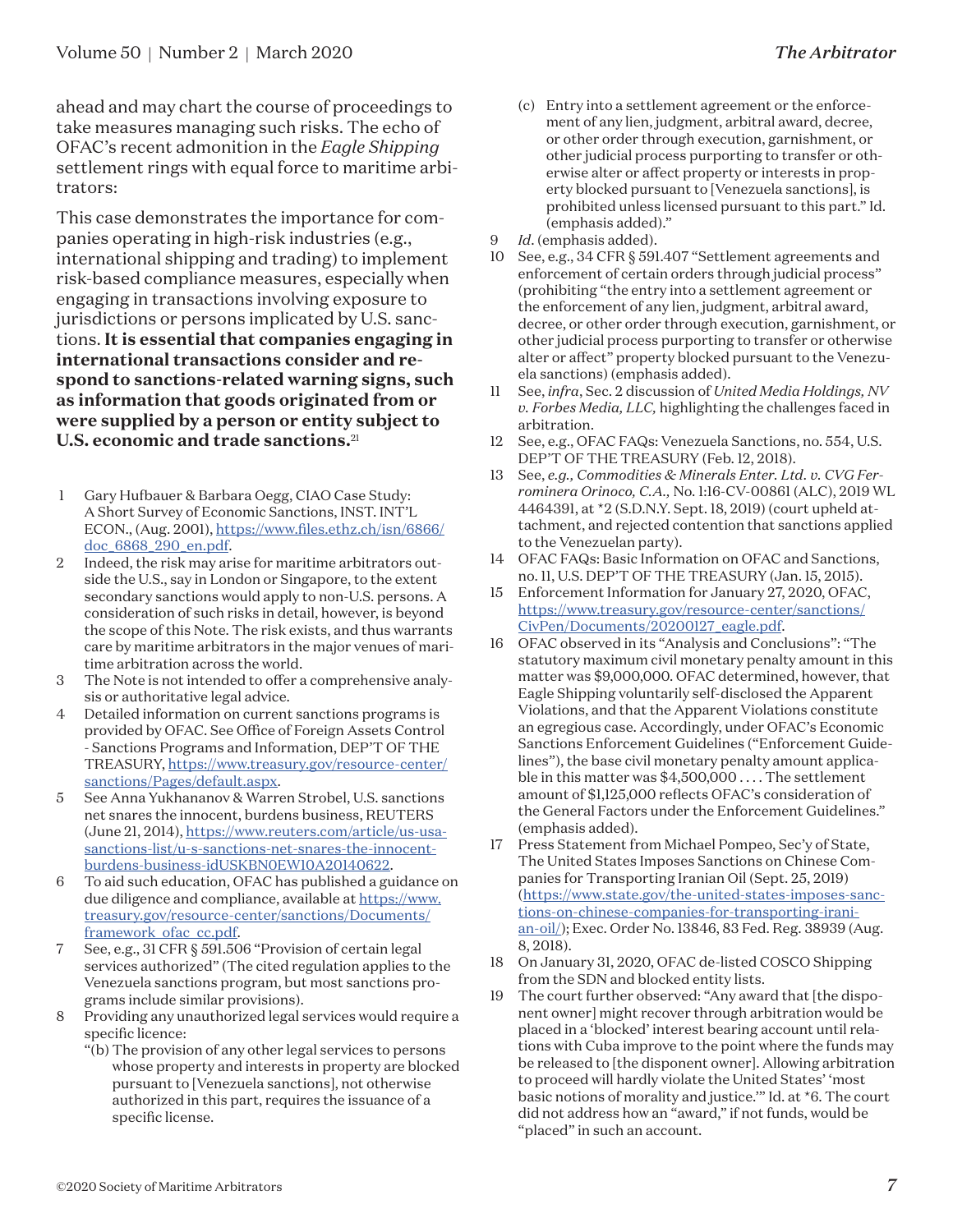ahead and may chart the course of proceedings to take measures managing such risks. The echo of OFAC's recent admonition in the *Eagle Shipping* settlement rings with equal force to maritime arbitrators:

> This case demonstrates the importance for companies operating in high-risk industries (e.g., international shipping and trading) to implement risk-based compliance measures, especially when engaging in transactions involving exposure to jurisdictions or persons implicated by U.S. sanctions. **It is essential that companies engaging in international transactions consider and respond to sanctions-related warning signs, such as information that goods originated from or were supplied by a person or entity subject to U.S. economic and trade sanctions.**[21]

1. Gary Hufbauer & Barbara Oegg, CIAO Case Study: A Short Survey of Economic Sanctions, INST. INT'L ECON., (Aug. 2001), https://www.files.ethz.ch/isn/6866/doc_6868_290_en.pdf.
2. Indeed, the risk may arise for maritime arbitrators outside the U.S., say in London or Singapore, to the extent secondary sanctions would apply to non-U.S. persons. A consideration of such risks in detail, however, is beyond the scope of this Note. The risk exists, and thus warrants care by maritime arbitrators in the major venues of maritime arbitration across the world.
3. The Note is not intended to offer a comprehensive analysis or authoritative legal advice.
4. Detailed information on current sanctions programs is provided by OFAC. See Office of Foreign Assets Control - Sanctions Programs and Information, DEP'T OF THE TREASURY, https://www.treasury.gov/resource-center/sanctions/Pages/default.aspx.
5. See Anna Yukhananov & Warren Strobel, U.S. sanctions net snares the innocent, burdens business, REUTERS (June 21, 2014), https://www.reuters.com/article/us-usa-sanctions-list/u-s-sanctions-net-snares-the-innocent-burdens-business-idUSKBN0EW10A20140622.
6. To aid such education, OFAC has published a guidance on due diligence and compliance, available at https://www.treasury.gov/resource-center/sanctions/Documents/framework_ofac_cc.pdf.
7. See, e.g., 31 CFR § 591.506 "Provision of certain legal services authorized" (The cited regulation applies to the Venezuela sanctions program, but most sanctions programs include similar provisions).
8. Providing any unauthorized legal services would require a specific licence:
   "(b) The provision of any other legal services to persons whose property and interests in property are blocked pursuant to [Venezuela sanctions], not otherwise authorized in this part, requires the issuance of a specific license.
   (c) Entry into a settlement agreement or the enforcement of any lien, judgment, arbitral award, decree, or other order through execution, garnishment, or other judicial process purporting to transfer or otherwise alter or affect property or interests in property blocked pursuant to [Venezuela sanctions], is prohibited unless licensed pursuant to this part." Id. (emphasis added)."
9. *Id*. (emphasis added).
10. See, e.g., 34 CFR § 591.407 "Settlement agreements and enforcement of certain orders through judicial process" (prohibiting "the entry into a settlement agreement or the enforcement of any lien, judgment, arbitral award, decree, or other order through execution, garnishment, or other judicial process purporting to transfer or otherwise alter or affect" property blocked pursuant to the Venezuela sanctions) (emphasis added).
11. See, *infra*, Sec. 2 discussion of *United Media Holdings, NV v. Forbes Media, LLC,* highlighting the challenges faced in arbitration.
12. See, e.g., OFAC FAQs: Venezuela Sanctions, no. 554, U.S. DEP'T OF THE TREASURY (Feb. 12, 2018).
13. See, *e.g., Commodities & Minerals Enter. Ltd. v. CVG Ferrominera Orinoco, C.A.,* No. 1:16-CV-00861 (ALC), 2019 WL 4464391, at *2 (S.D.N.Y. Sept. 18, 2019) (court upheld attachment, and rejected contention that sanctions applied to the Venezuelan party).
14. OFAC FAQs: Basic Information on OFAC and Sanctions, no. 11, U.S. DEP'T OF THE TREASURY (Jan. 15, 2015).
15. Enforcement Information for January 27, 2020, OFAC, https://www.treasury.gov/resource-center/sanctions/CivPen/Documents/20200127_eagle.pdf.
16. OFAC observed in its "Analysis and Conclusions": "The statutory maximum civil monetary penalty amount in this matter was $9,000,000. OFAC determined, however, that Eagle Shipping voluntarily self-disclosed the Apparent Violations, and that the Apparent Violations constitute an egregious case. Accordingly, under OFAC's Economic Sanctions Enforcement Guidelines ("Enforcement Guidelines"), the base civil monetary penalty amount applicable in this matter was $4,500,000 . . . . The settlement amount of $1,125,000 reflects OFAC's consideration of the General Factors under the Enforcement Guidelines." (emphasis added).
17. Press Statement from Michael Pompeo, Sec'y of State, The United States Imposes Sanctions on Chinese Companies for Transporting Iranian Oil (Sept. 25, 2019) (https://www.state.gov/the-united-states-imposes-sanctions-on-chinese-companies-for-transporting-iranian-oil/); Exec. Order No. 13846, 83 Fed. Reg. 38939 (Aug. 8, 2018).
18. On January 31, 2020, OFAC de-listed COSCO Shipping from the SDN and blocked entity lists.
19. The court further observed: "Any award that [the disponent owner] might recover through arbitration would be placed in a 'blocked' interest bearing account until relations with Cuba improve to the point where the funds may be released to [the disponent owner]. Allowing arbitration to proceed will hardly violate the United States' 'most basic notions of morality and justice.'" Id. at *6. The court did not address how an "award," if not funds, would be "placed" in such an account.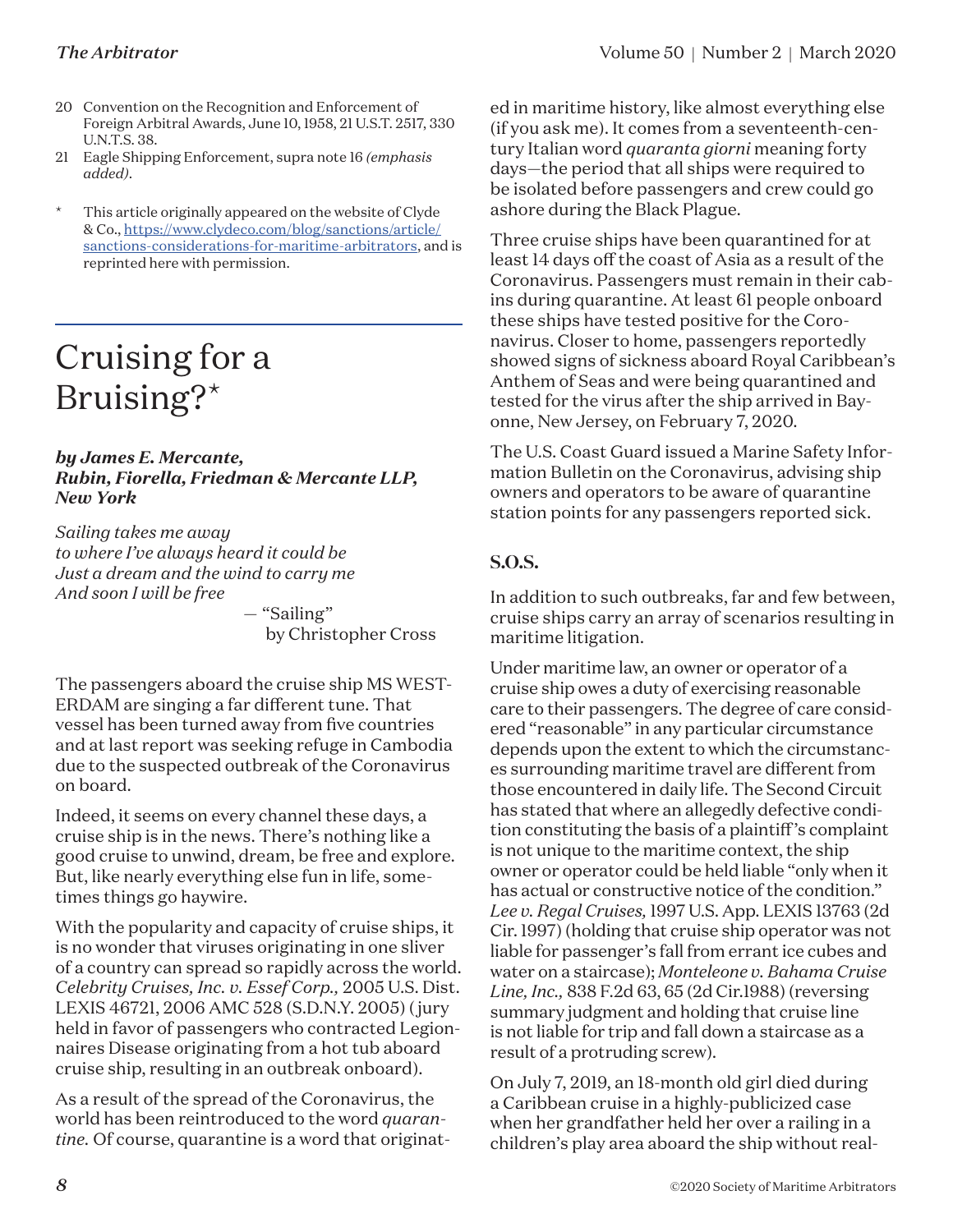20 Convention on the Recognition and Enforcement of Foreign Arbitral Awards, June 10, 1958, 21 U.S.T. 2517, 330 U.N.T.S. 38.

21 Eagle Shipping Enforcement, supra note 16 *(emphasis added)*.

\* This article originally appeared on the website of Clyde & Co., https://www.clydeco.com/blog/sanctions/article/sanctions-considerations-for-maritime-arbitrators, and is reprinted here with permission.

# Cruising for a Bruising?*

***by James E. Mercante, Rubin, Fiorella, Friedman & Mercante LLP, New York***

*Sailing takes me away*
*to where I've always heard it could be*
*Just a dream and the wind to carry me*
*And soon I will be free*

— "Sailing" by Christopher Cross

The passengers aboard the cruise ship MS WESTERDAM are singing a far different tune. That vessel has been turned away from five countries and at last report was seeking refuge in Cambodia due to the suspected outbreak of the Coronavirus on board.

Indeed, it seems on every channel these days, a cruise ship is in the news. There's nothing like a good cruise to unwind, dream, be free and explore. But, like nearly everything else fun in life, sometimes things go haywire.

With the popularity and capacity of cruise ships, it is no wonder that viruses originating in one sliver of a country can spread so rapidly across the world. *Celebrity Cruises, Inc. v. Essef Corp.,* 2005 U.S. Dist. LEXIS 46721, 2006 AMC 528 (S.D.N.Y. 2005) (jury held in favor of passengers who contracted Legionnaires Disease originating from a hot tub aboard cruise ship, resulting in an outbreak onboard).

As a result of the spread of the Coronavirus, the world has been reintroduced to the word *quarantine.* Of course, quarantine is a word that originated in maritime history, like almost everything else (if you ask me). It comes from a seventeenth-century Italian word *quaranta giorni* meaning forty days—the period that all ships were required to be isolated before passengers and crew could go ashore during the Black Plague.

Three cruise ships have been quarantined for at least 14 days off the coast of Asia as a result of the Coronavirus. Passengers must remain in their cabins during quarantine. At least 61 people onboard these ships have tested positive for the Coronavirus. Closer to home, passengers reportedly showed signs of sickness aboard Royal Caribbean's Anthem of Seas and were being quarantined and tested for the virus after the ship arrived in Bayonne, New Jersey, on February 7, 2020.

The U.S. Coast Guard issued a Marine Safety Information Bulletin on the Coronavirus, advising ship owners and operators to be aware of quarantine station points for any passengers reported sick.

## S.O.S.

In addition to such outbreaks, far and few between, cruise ships carry an array of scenarios resulting in maritime litigation.

Under maritime law, an owner or operator of a cruise ship owes a duty of exercising reasonable care to their passengers. The degree of care considered "reasonable" in any particular circumstance depends upon the extent to which the circumstances surrounding maritime travel are different from those encountered in daily life. The Second Circuit has stated that where an allegedly defective condition constituting the basis of a plaintiff's complaint is not unique to the maritime context, the ship owner or operator could be held liable "only when it has actual or constructive notice of the condition." *Lee v. Regal Cruises,* 1997 U.S. App. LEXIS 13763 (2d Cir. 1997) (holding that cruise ship operator was not liable for passenger's fall from errant ice cubes and water on a staircase); *Monteleone v. Bahama Cruise Line, Inc.,* 838 F.2d 63, 65 (2d Cir.1988) (reversing summary judgment and holding that cruise line is not liable for trip and fall down a staircase as a result of a protruding screw).

On July 7, 2019, an 18-month old girl died during a Caribbean cruise in a highly-publicized case when her grandfather held her over a railing in a children's play area aboard the ship without real-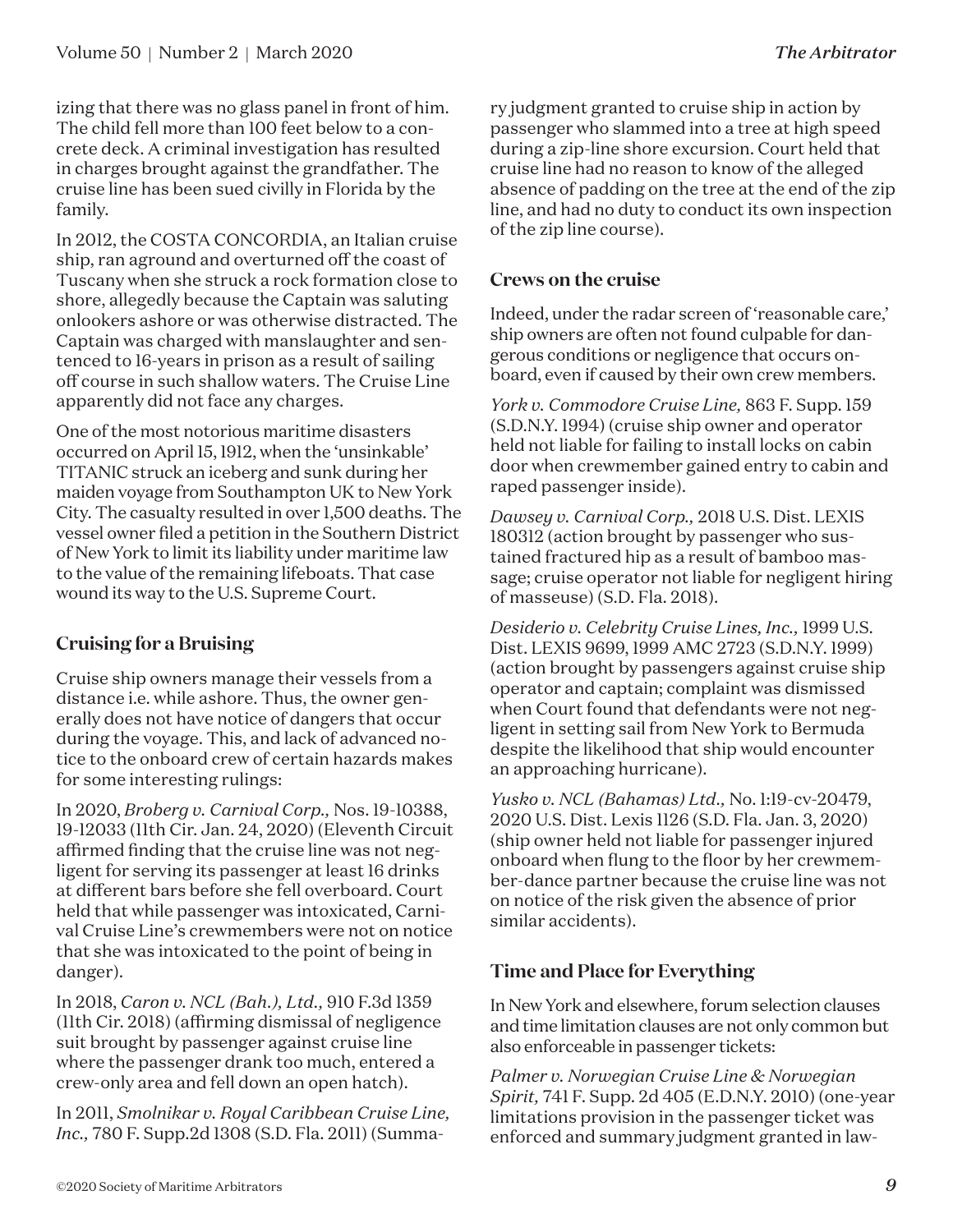izing that there was no glass panel in front of him. The child fell more than 100 feet below to a concrete deck. A criminal investigation has resulted in charges brought against the grandfather. The cruise line has been sued civilly in Florida by the family.

In 2012, the COSTA CONCORDIA, an Italian cruise ship, ran aground and overturned off the coast of Tuscany when she struck a rock formation close to shore, allegedly because the Captain was saluting onlookers ashore or was otherwise distracted. The Captain was charged with manslaughter and sentenced to 16-years in prison as a result of sailing off course in such shallow waters. The Cruise Line apparently did not face any charges.

One of the most notorious maritime disasters occurred on April 15, 1912, when the 'unsinkable' TITANIC struck an iceberg and sunk during her maiden voyage from Southampton UK to New York City. The casualty resulted in over 1,500 deaths. The vessel owner filed a petition in the Southern District of New York to limit its liability under maritime law to the value of the remaining lifeboats. That case wound its way to the U.S. Supreme Court.

### Cruising for a Bruising

Cruise ship owners manage their vessels from a distance i.e. while ashore. Thus, the owner generally does not have notice of dangers that occur during the voyage. This, and lack of advanced notice to the onboard crew of certain hazards makes for some interesting rulings:

In 2020, *Broberg v. Carnival Corp.,* Nos. 19-10388, 19-12033 (11th Cir. Jan. 24, 2020) (Eleventh Circuit affirmed finding that the cruise line was not negligent for serving its passenger at least 16 drinks at different bars before she fell overboard. Court held that while passenger was intoxicated, Carnival Cruise Line's crewmembers were not on notice that she was intoxicated to the point of being in danger).

In 2018, *Caron v. NCL (Bah.), Ltd.,* 910 F.3d 1359 (11th Cir. 2018) (affirming dismissal of negligence suit brought by passenger against cruise line where the passenger drank too much, entered a crew-only area and fell down an open hatch).

In 2011, *Smolnikar v. Royal Caribbean Cruise Line, Inc.,* 780 F. Supp.2d 1308 (S.D. Fla. 2011) (Summary judgment granted to cruise ship in action by passenger who slammed into a tree at high speed during a zip-line shore excursion. Court held that cruise line had no reason to know of the alleged absence of padding on the tree at the end of the zip line, and had no duty to conduct its own inspection of the zip line course).

### Crews on the cruise

Indeed, under the radar screen of 'reasonable care,' ship owners are often not found culpable for dangerous conditions or negligence that occurs onboard, even if caused by their own crew members.

*York v. Commodore Cruise Line,* 863 F. Supp. 159 (S.D.N.Y. 1994) (cruise ship owner and operator held not liable for failing to install locks on cabin door when crewmember gained entry to cabin and raped passenger inside).

*Dawsey v. Carnival Corp.,* 2018 U.S. Dist. LEXIS 180312 (action brought by passenger who sustained fractured hip as a result of bamboo massage; cruise operator not liable for negligent hiring of masseuse) (S.D. Fla. 2018).

*Desiderio v. Celebrity Cruise Lines, Inc.,* 1999 U.S. Dist. LEXIS 9699, 1999 AMC 2723 (S.D.N.Y. 1999) (action brought by passengers against cruise ship operator and captain; complaint was dismissed when Court found that defendants were not negligent in setting sail from New York to Bermuda despite the likelihood that ship would encounter an approaching hurricane).

*Yusko v. NCL (Bahamas) Ltd.,* No. 1:19-cv-20479, 2020 U.S. Dist. Lexis 1126 (S.D. Fla. Jan. 3, 2020) (ship owner held not liable for passenger injured onboard when flung to the floor by her crewmember-dance partner because the cruise line was not on notice of the risk given the absence of prior similar accidents).

### Time and Place for Everything

In New York and elsewhere, forum selection clauses and time limitation clauses are not only common but also enforceable in passenger tickets:

*Palmer v. Norwegian Cruise Line & Norwegian Spirit,* 741 F. Supp. 2d 405 (E.D.N.Y. 2010) (one-year limitations provision in the passenger ticket was enforced and summary judgment granted in law-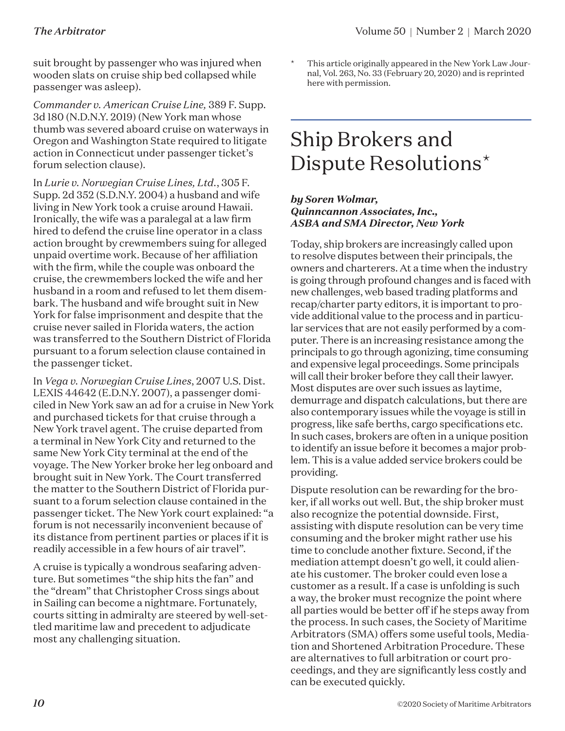suit brought by passenger who was injured when wooden slats on cruise ship bed collapsed while passenger was asleep).

*Commander v. American Cruise Line,* 389 F. Supp. 3d 180 (N.D.N.Y. 2019) (New York man whose thumb was severed aboard cruise on waterways in Oregon and Washington State required to litigate action in Connecticut under passenger ticket's forum selection clause).

In *Lurie v. Norwegian Cruise Lines, Ltd.*, 305 F. Supp. 2d 352 (S.D.N.Y. 2004) a husband and wife living in New York took a cruise around Hawaii. Ironically, the wife was a paralegal at a law firm hired to defend the cruise line operator in a class action brought by crewmembers suing for alleged unpaid overtime work. Because of her affiliation with the firm, while the couple was onboard the cruise, the crewmembers locked the wife and her husband in a room and refused to let them disembark. The husband and wife brought suit in New York for false imprisonment and despite that the cruise never sailed in Florida waters, the action was transferred to the Southern District of Florida pursuant to a forum selection clause contained in the passenger ticket.

In *Vega v. Norwegian Cruise Lines*, 2007 U.S. Dist. LEXIS 44642 (E.D.N.Y. 2007), a passenger domiciled in New York saw an ad for a cruise in New York and purchased tickets for that cruise through a New York travel agent. The cruise departed from a terminal in New York City and returned to the same New York City terminal at the end of the voyage. The New Yorker broke her leg onboard and brought suit in New York. The Court transferred the matter to the Southern District of Florida pursuant to a forum selection clause contained in the passenger ticket. The New York court explained: "a forum is not necessarily inconvenient because of its distance from pertinent parties or places if it is readily accessible in a few hours of air travel".

A cruise is typically a wondrous seafaring adventure. But sometimes "the ship hits the fan" and the "dream" that Christopher Cross sings about in Sailing can become a nightmare. Fortunately, courts sitting in admiralty are steered by well-settled maritime law and precedent to adjudicate most any challenging situation.

\* This article originally appeared in the New York Law Journal, Vol. 263, No. 33 (February 20, 2020) and is reprinted here with permission.

# Ship Brokers and Dispute Resolutions*

***by Soren Wolmar, Quinncannon Associates, Inc., ASBA and SMA Director, New York***

Today, ship brokers are increasingly called upon to resolve disputes between their principals, the owners and charterers. At a time when the industry is going through profound changes and is faced with new challenges, web based trading platforms and recap/charter party editors, it is important to provide additional value to the process and in particular services that are not easily performed by a computer. There is an increasing resistance among the principals to go through agonizing, time consuming and expensive legal proceedings. Some principals will call their broker before they call their lawyer. Most disputes are over such issues as laytime, demurrage and dispatch calculations, but there are also contemporary issues while the voyage is still in progress, like safe berths, cargo specifications etc. In such cases, brokers are often in a unique position to identify an issue before it becomes a major problem. This is a value added service brokers could be providing.

Dispute resolution can be rewarding for the broker, if all works out well. But, the ship broker must also recognize the potential downside. First, assisting with dispute resolution can be very time consuming and the broker might rather use his time to conclude another fixture. Second, if the mediation attempt doesn't go well, it could alienate his customer. The broker could even lose a customer as a result. If a case is unfolding is such a way, the broker must recognize the point where all parties would be better off if he steps away from the process. In such cases, the Society of Maritime Arbitrators (SMA) offers some useful tools, Mediation and Shortened Arbitration Procedure. These are alternatives to full arbitration or court proceedings, and they are significantly less costly and can be executed quickly.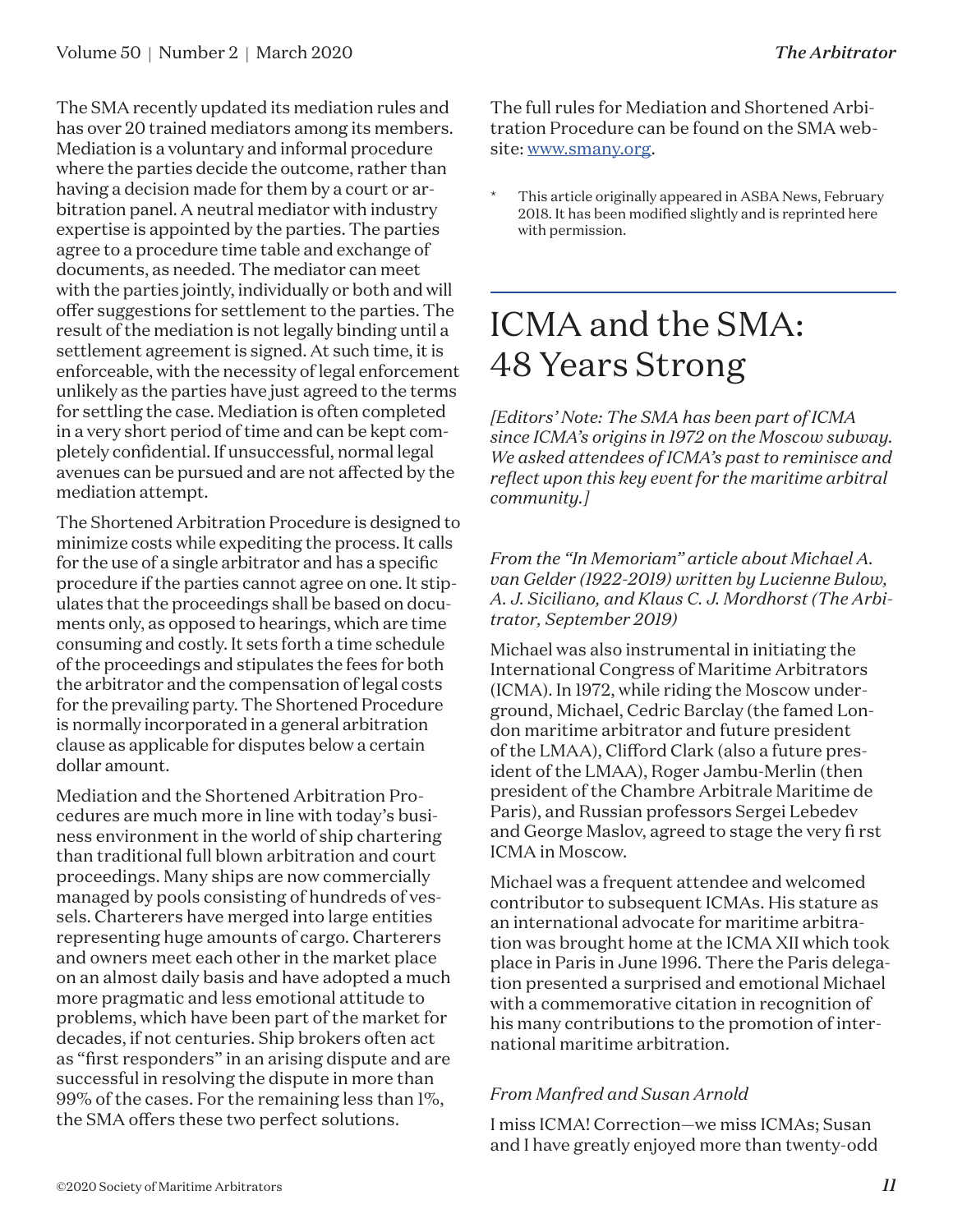The SMA recently updated its mediation rules and has over 20 trained mediators among its members. Mediation is a voluntary and informal procedure where the parties decide the outcome, rather than having a decision made for them by a court or arbitration panel. A neutral mediator with industry expertise is appointed by the parties. The parties agree to a procedure time table and exchange of documents, as needed. The mediator can meet with the parties jointly, individually or both and will offer suggestions for settlement to the parties. The result of the mediation is not legally binding until a settlement agreement is signed. At such time, it is enforceable, with the necessity of legal enforcement unlikely as the parties have just agreed to the terms for settling the case. Mediation is often completed in a very short period of time and can be kept completely confidential. If unsuccessful, normal legal avenues can be pursued and are not affected by the mediation attempt.

The Shortened Arbitration Procedure is designed to minimize costs while expediting the process. It calls for the use of a single arbitrator and has a specific procedure if the parties cannot agree on one. It stipulates that the proceedings shall be based on documents only, as opposed to hearings, which are time consuming and costly. It sets forth a time schedule of the proceedings and stipulates the fees for both the arbitrator and the compensation of legal costs for the prevailing party. The Shortened Procedure is normally incorporated in a general arbitration clause as applicable for disputes below a certain dollar amount.

Mediation and the Shortened Arbitration Procedures are much more in line with today's business environment in the world of ship chartering than traditional full blown arbitration and court proceedings. Many ships are now commercially managed by pools consisting of hundreds of vessels. Charterers have merged into large entities representing huge amounts of cargo. Charterers and owners meet each other in the market place on an almost daily basis and have adopted a much more pragmatic and less emotional attitude to problems, which have been part of the market for decades, if not centuries. Ship brokers often act as "first responders" in an arising dispute and are successful in resolving the dispute in more than 99% of the cases. For the remaining less than 1%, the SMA offers these two perfect solutions.

The full rules for Mediation and Shortened Arbitration Procedure can be found on the SMA website: www.smany.org.

\* This article originally appeared in ASBA News, February 2018. It has been modified slightly and is reprinted here with permission.

# ICMA and the SMA: 48 Years Strong

*[Editors' Note: The SMA has been part of ICMA since ICMA's origins in 1972 on the Moscow subway. We asked attendees of ICMA's past to reminisce and reflect upon this key event for the maritime arbitral community.]*

*From the "In Memoriam" article about Michael A. van Gelder (1922-2019) written by Lucienne Bulow, A. J. Siciliano, and Klaus C. J. Mordhorst (The Arbitrator, September 2019)*

Michael was also instrumental in initiating the International Congress of Maritime Arbitrators (ICMA). In 1972, while riding the Moscow underground, Michael, Cedric Barclay (the famed London maritime arbitrator and future president of the LMAA), Clifford Clark (also a future president of the LMAA), Roger Jambu-Merlin (then president of the Chambre Arbitrale Maritime de Paris), and Russian professors Sergei Lebedev and George Maslov, agreed to stage the very first ICMA in Moscow.

Michael was a frequent attendee and welcomed contributor to subsequent ICMAs. His stature as an international advocate for maritime arbitration was brought home at the ICMA XII which took place in Paris in June 1996. There the Paris delegation presented a surprised and emotional Michael with a commemorative citation in recognition of his many contributions to the promotion of international maritime arbitration.

*From Manfred and Susan Arnold*

I miss ICMA! Correction—we miss ICMAs; Susan and I have greatly enjoyed more than twenty-odd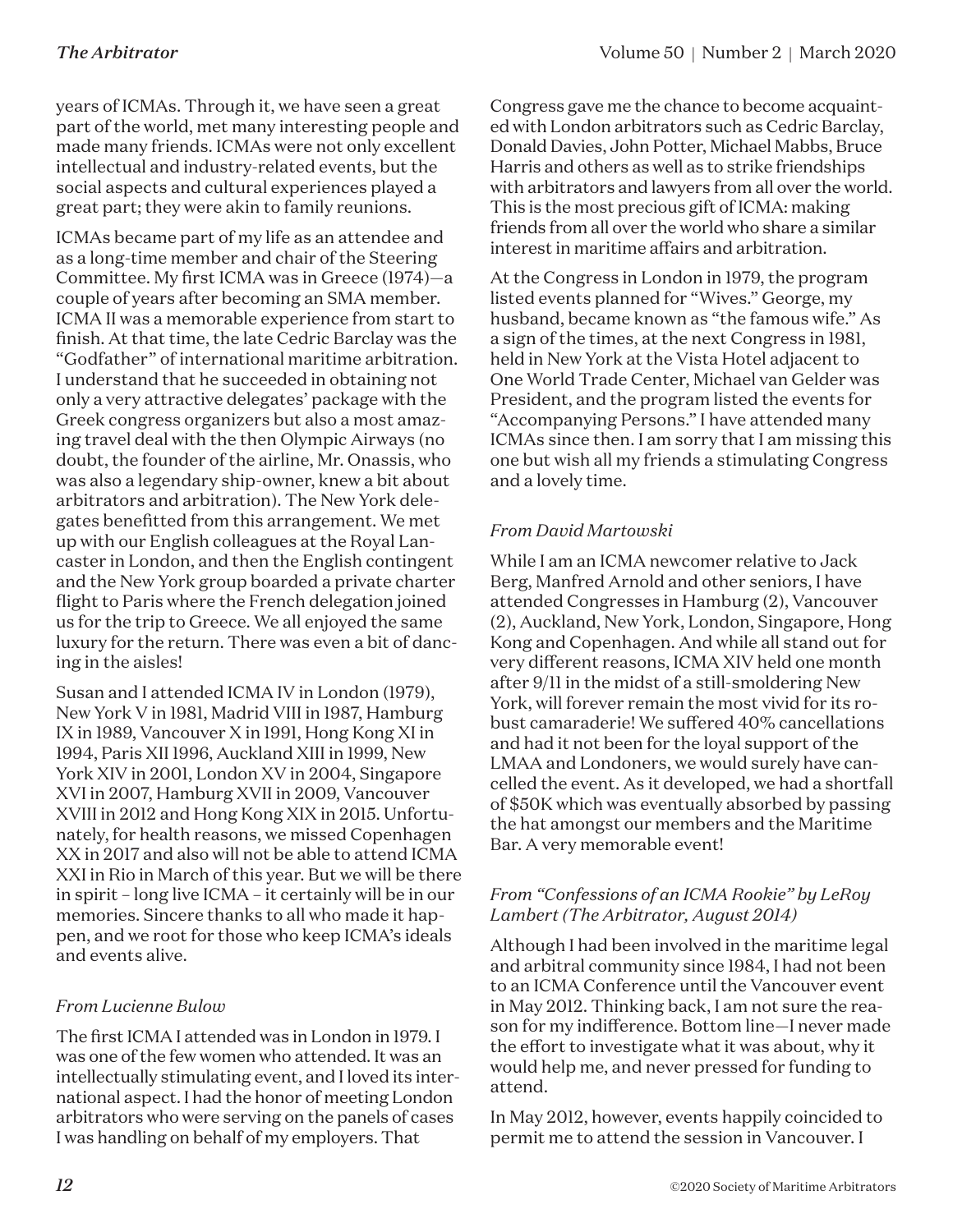years of ICMAs. Through it, we have seen a great part of the world, met many interesting people and made many friends. ICMAs were not only excellent intellectual and industry-related events, but the social aspects and cultural experiences played a great part; they were akin to family reunions.

ICMAs became part of my life as an attendee and as a long-time member and chair of the Steering Committee. My first ICMA was in Greece (1974)—a couple of years after becoming an SMA member. ICMA II was a memorable experience from start to finish. At that time, the late Cedric Barclay was the "Godfather" of international maritime arbitration. I understand that he succeeded in obtaining not only a very attractive delegates' package with the Greek congress organizers but also a most amazing travel deal with the then Olympic Airways (no doubt, the founder of the airline, Mr. Onassis, who was also a legendary ship-owner, knew a bit about arbitrators and arbitration). The New York delegates benefitted from this arrangement. We met up with our English colleagues at the Royal Lancaster in London, and then the English contingent and the New York group boarded a private charter flight to Paris where the French delegation joined us for the trip to Greece. We all enjoyed the same luxury for the return. There was even a bit of dancing in the aisles!

Susan and I attended ICMA IV in London (1979), New York V in 1981, Madrid VIII in 1987, Hamburg IX in 1989, Vancouver X in 1991, Hong Kong XI in 1994, Paris XII 1996, Auckland XIII in 1999, New York XIV in 2001, London XV in 2004, Singapore XVI in 2007, Hamburg XVII in 2009, Vancouver XVIII in 2012 and Hong Kong XIX in 2015. Unfortunately, for health reasons, we missed Copenhagen XX in 2017 and also will not be able to attend ICMA XXI in Rio in March of this year. But we will be there in spirit – long live ICMA – it certainly will be in our memories. Sincere thanks to all who made it happen, and we root for those who keep ICMA's ideals and events alive.

*From Lucienne Bulow*

The first ICMA I attended was in London in 1979. I was one of the few women who attended. It was an intellectually stimulating event, and I loved its international aspect. I had the honor of meeting London arbitrators who were serving on the panels of cases I was handling on behalf of my employers. That Congress gave me the chance to become acquainted with London arbitrators such as Cedric Barclay, Donald Davies, John Potter, Michael Mabbs, Bruce Harris and others as well as to strike friendships with arbitrators and lawyers from all over the world. This is the most precious gift of ICMA: making friends from all over the world who share a similar interest in maritime affairs and arbitration.

At the Congress in London in 1979, the program listed events planned for "Wives." George, my husband, became known as "the famous wife." As a sign of the times, at the next Congress in 1981, held in New York at the Vista Hotel adjacent to One World Trade Center, Michael van Gelder was President, and the program listed the events for "Accompanying Persons." I have attended many ICMAs since then. I am sorry that I am missing this one but wish all my friends a stimulating Congress and a lovely time.

*From David Martowski*

While I am an ICMA newcomer relative to Jack Berg, Manfred Arnold and other seniors, I have attended Congresses in Hamburg (2), Vancouver (2), Auckland, New York, London, Singapore, Hong Kong and Copenhagen. And while all stand out for very different reasons, ICMA XIV held one month after 9/11 in the midst of a still-smoldering New York, will forever remain the most vivid for its robust camaraderie! We suffered 40% cancellations and had it not been for the loyal support of the LMAA and Londoners, we would surely have cancelled the event. As it developed, we had a shortfall of $50K which was eventually absorbed by passing the hat amongst our members and the Maritime Bar. A very memorable event!

*From "Confessions of an ICMA Rookie" by LeRoy Lambert (The Arbitrator, August 2014)*

Although I had been involved in the maritime legal and arbitral community since 1984, I had not been to an ICMA Conference until the Vancouver event in May 2012. Thinking back, I am not sure the reason for my indifference. Bottom line—I never made the effort to investigate what it was about, why it would help me, and never pressed for funding to attend.

In May 2012, however, events happily coincided to permit me to attend the session in Vancouver. I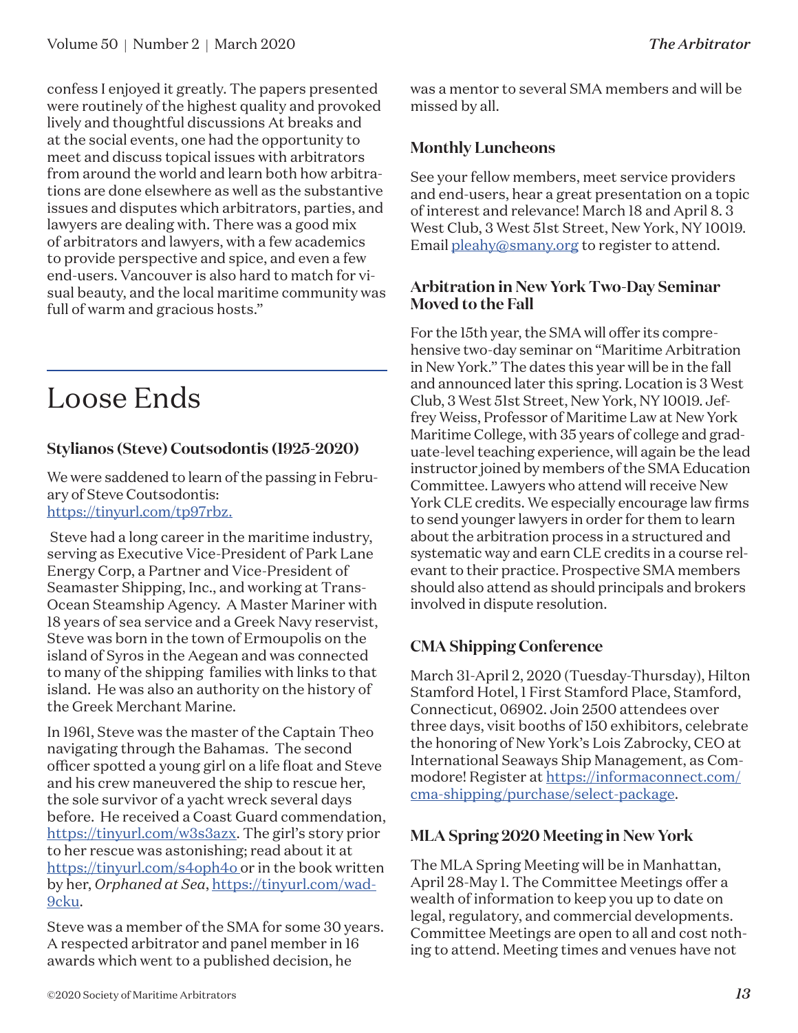confess I enjoyed it greatly. The papers presented were routinely of the highest quality and provoked lively and thoughtful discussions At breaks and at the social events, one had the opportunity to meet and discuss topical issues with arbitrators from around the world and learn both how arbitrations are done elsewhere as well as the substantive issues and disputes which arbitrators, parties, and lawyers are dealing with. There was a good mix of arbitrators and lawyers, with a few academics to provide perspective and spice, and even a few end-users. Vancouver is also hard to match for visual beauty, and the local maritime community was full of warm and gracious hosts."

# Loose Ends

### Stylianos (Steve) Coutsodontis (1925-2020)

We were saddened to learn of the passing in February of Steve Coutsodontis: [https://tinyurl.com/tp97rbz.](https://tinyurl.com/tp97rbz)

Steve had a long career in the maritime industry, serving as Executive Vice-President of Park Lane Energy Corp, a Partner and Vice-President of Seamaster Shipping, Inc., and working at Trans-Ocean Steamship Agency. A Master Mariner with 18 years of sea service and a Greek Navy reservist, Steve was born in the town of Ermoupolis on the island of Syros in the Aegean and was connected to many of the shipping families with links to that island. He was also an authority on the history of the Greek Merchant Marine.

In 1961, Steve was the master of the Captain Theo navigating through the Bahamas. The second officer spotted a young girl on a life float and Steve and his crew maneuvered the ship to rescue her, the sole survivor of a yacht wreck several days before. He received a Coast Guard commendation, [https://tinyurl.com/w3s3azx](https://tinyurl.com/w3s3azx). The girl's story prior to her rescue was astonishing; read about it at [https://tinyurl.com/s4oph4o](https://tinyurl.com/s4oph4o) or in the book written by her, *Orphaned at Sea*, [https://tinyurl.com/wad9cku](https://tinyurl.com/wad9cku).

Steve was a member of the SMA for some 30 years. A respected arbitrator and panel member in 16 awards which went to a published decision, he was a mentor to several SMA members and will be missed by all.

### Monthly Luncheons

See your fellow members, meet service providers and end-users, hear a great presentation on a topic of interest and relevance! March 18 and April 8. 3 West Club, 3 West 51st Street, New York, NY 10019. Email [pleahy@smany.org](mailto:pleahy@smany.org) to register to attend.

### Arbitration in New York Two-Day Seminar Moved to the Fall

For the 15th year, the SMA will offer its comprehensive two-day seminar on "Maritime Arbitration in New York." The dates this year will be in the fall and announced later this spring. Location is 3 West Club, 3 West 51st Street, New York, NY 10019. Jeffrey Weiss, Professor of Maritime Law at New York Maritime College, with 35 years of college and graduate-level teaching experience, will again be the lead instructor joined by members of the SMA Education Committee. Lawyers who attend will receive New York CLE credits. We especially encourage law firms to send younger lawyers in order for them to learn about the arbitration process in a structured and systematic way and earn CLE credits in a course relevant to their practice. Prospective SMA members should also attend as should principals and brokers involved in dispute resolution.

### CMA Shipping Conference

March 31-April 2, 2020 (Tuesday-Thursday), Hilton Stamford Hotel, 1 First Stamford Place, Stamford, Connecticut, 06902. Join 2500 attendees over three days, visit booths of 150 exhibitors, celebrate the honoring of New York's Lois Zabrocky, CEO at International Seaways Ship Management, as Commodore! Register at [https://informaconnect.com/cma-shipping/purchase/select-package](https://informaconnect.com/cma-shipping/purchase/select-package).

### MLA Spring 2020 Meeting in New York

The MLA Spring Meeting will be in Manhattan, April 28-May 1. The Committee Meetings offer a wealth of information to keep you up to date on legal, regulatory, and commercial developments. Committee Meetings are open to all and cost nothing to attend. Meeting times and venues have not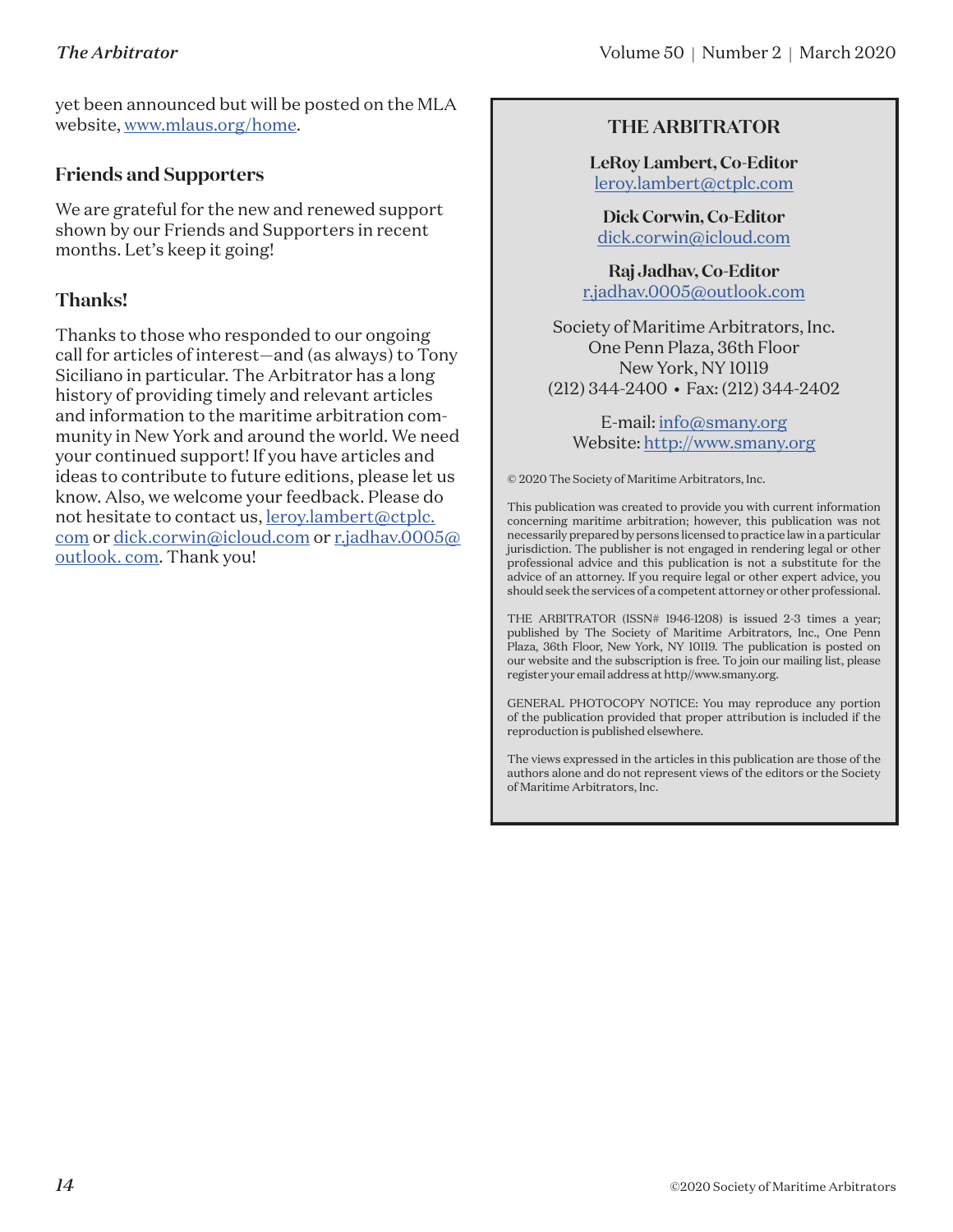yet been announced but will be posted on the MLA website, www.mlaus.org/home.

## Friends and Supporters

We are grateful for the new and renewed support shown by our Friends and Supporters in recent months. Let's keep it going!

## Thanks!

Thanks to those who responded to our ongoing call for articles of interest—and (as always) to Tony Siciliano in particular. The Arbitrator has a long history of providing timely and relevant articles and information to the maritime arbitration community in New York and around the world. We need your continued support! If you have articles and ideas to contribute to future editions, please let us know. Also, we welcome your feedback. Please do not hesitate to contact us, leroy.lambert@ctplc.com or dick.corwin@icloud.com or r.jadhav.0005@outlook. com. Thank you!

## THE ARBITRATOR

**LeRoy Lambert, Co-Editor**
leroy.lambert@ctplc.com

**Dick Corwin, Co-Editor**
dick.corwin@icloud.com

**Raj Jadhav, Co-Editor**
r.jadhav.0005@outlook.com

Society of Maritime Arbitrators, Inc.
One Penn Plaza, 36th Floor
New York, NY 10119
(212) 344-2400 • Fax: (212) 344-2402

E-mail: info@smany.org
Website: http://www.smany.org

© 2020 The Society of Maritime Arbitrators, Inc.

This publication was created to provide you with current information concerning maritime arbitration; however, this publication was not necessarily prepared by persons licensed to practice law in a particular jurisdiction. The publisher is not engaged in rendering legal or other professional advice and this publication is not a substitute for the advice of an attorney. If you require legal or other expert advice, you should seek the services of a competent attorney or other professional.

THE ARBITRATOR (ISSN# 1946-1208) is issued 2-3 times a year; published by The Society of Maritime Arbitrators, Inc., One Penn Plaza, 36th Floor, New York, NY 10119. The publication is posted on our website and the subscription is free. To join our mailing list, please register your email address at http//www.smany.org.

GENERAL PHOTOCOPY NOTICE: You may reproduce any portion of the publication provided that proper attribution is included if the reproduction is published elsewhere.

The views expressed in the articles in this publication are those of the authors alone and do not represent views of the editors or the Society of Maritime Arbitrators, Inc.